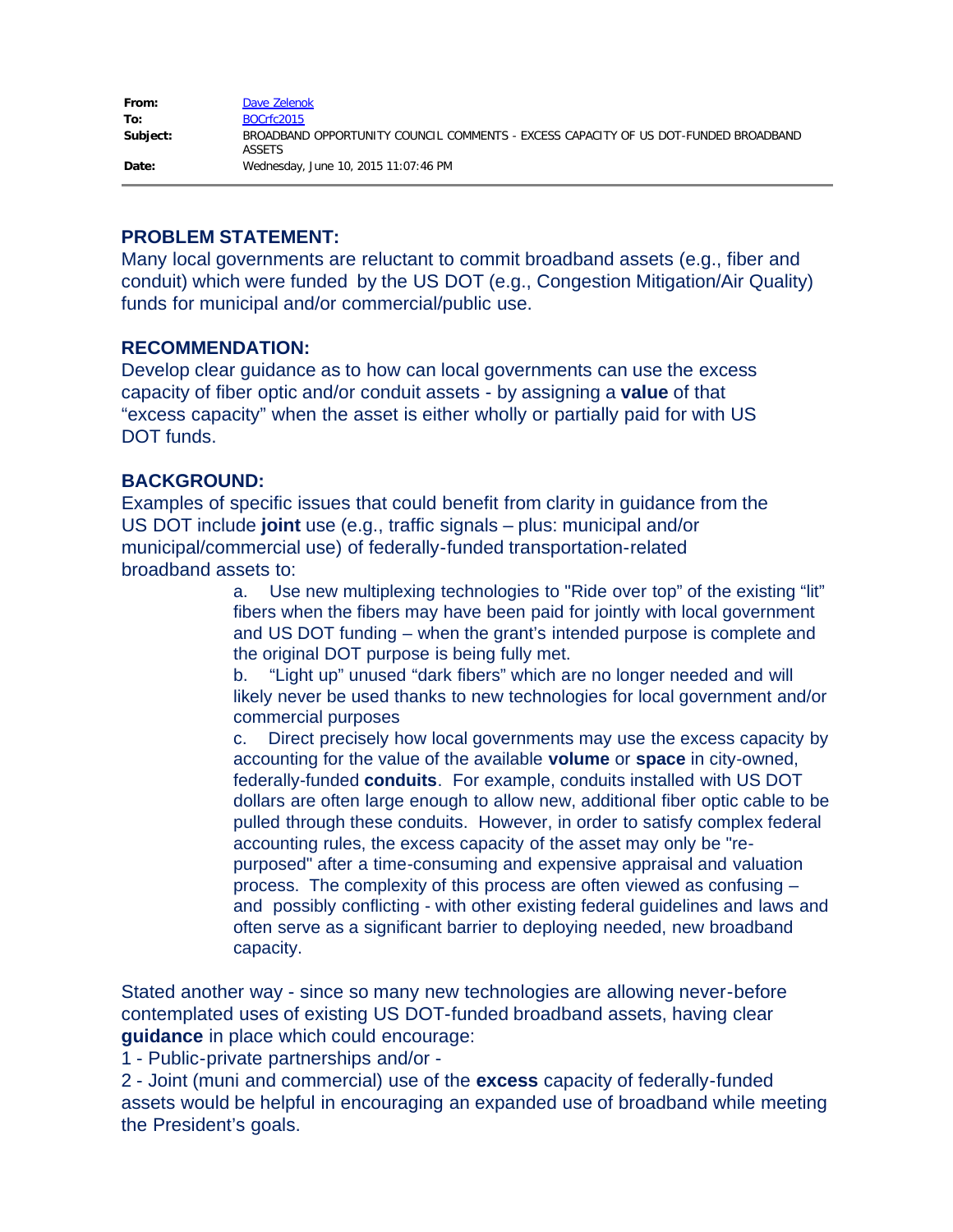| | |
|---|---|
| **From:** | Dave Zelenok |
| **To:** | BOCrfc2015 |
| **Subject:** | BROADBAND OPPORTUNITY COUNCIL COMMENTS - EXCESS CAPACITY OF US DOT-FUNDED BROADBAND ASSETS |
| **Date:** | Wednesday, June 10, 2015 11:07:46 PM |

**PROBLEM STATEMENT:**

Many local governments are reluctant to commit broadband assets (e.g., fiber and conduit) which were funded by the US DOT (e.g., Congestion Mitigation/Air Quality) funds for municipal and/or commercial/public use.

**RECOMMENDATION:**

Develop clear guidance as to how can local governments can use the excess capacity of fiber optic and/or conduit assets - by assigning a **value** of that "excess capacity" when the asset is either wholly or partially paid for with US DOT funds.

**BACKGROUND:**

Examples of specific issues that could benefit from clarity in guidance from the US DOT include **joint** use (e.g., traffic signals – plus: municipal and/or municipal/commercial use) of federally-funded transportation-related broadband assets to:

a. Use new multiplexing technologies to "Ride over top" of the existing "lit" fibers when the fibers may have been paid for jointly with local government and US DOT funding – when the grant's intended purpose is complete and the original DOT purpose is being fully met.

b. "Light up" unused "dark fibers" which are no longer needed and will likely never be used thanks to new technologies for local government and/or commercial purposes

c. Direct precisely how local governments may use the excess capacity by accounting for the value of the available **volume** or **space** in city-owned, federally-funded **conduits**. For example, conduits installed with US DOT dollars are often large enough to allow new, additional fiber optic cable to be pulled through these conduits. However, in order to satisfy complex federal accounting rules, the excess capacity of the asset may only be "re-purposed" after a time-consuming and expensive appraisal and valuation process. The complexity of this process are often viewed as confusing – and possibly conflicting - with other existing federal guidelines and laws and often serve as a significant barrier to deploying needed, new broadband capacity.

Stated another way - since so many new technologies are allowing never-before contemplated uses of existing US DOT-funded broadband assets, having clear **guidance** in place which could encourage:

1 - Public-private partnerships and/or -

2 - Joint (muni and commercial) use of the **excess** capacity of federally-funded assets would be helpful in encouraging an expanded use of broadband while meeting the President's goals.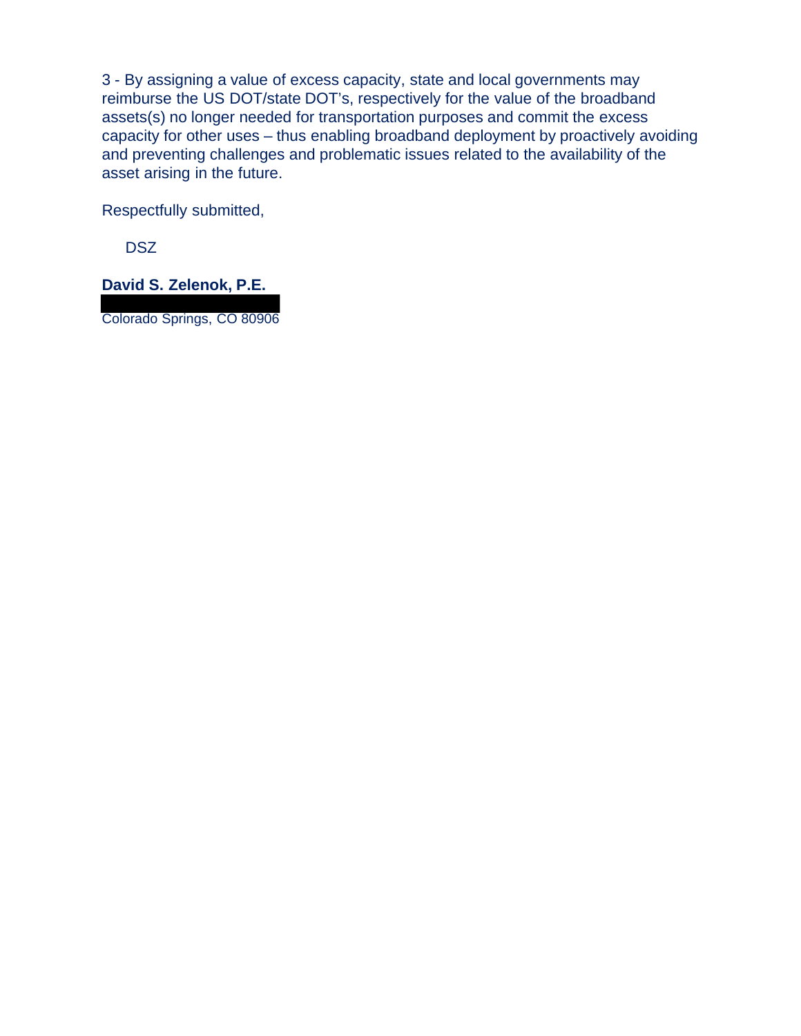3 - By assigning a value of excess capacity, state and local governments may reimburse the US DOT/state DOT's, respectively for the value of the broadband assets(s) no longer needed for transportation purposes and commit the excess capacity for other uses – thus enabling broadband deployment by proactively avoiding and preventing challenges and problematic issues related to the availability of the asset arising in the future.

Respectfully submitted,

DSZ

**David S. Zelenok, P.E.**

Colorado Springs, CO 80906